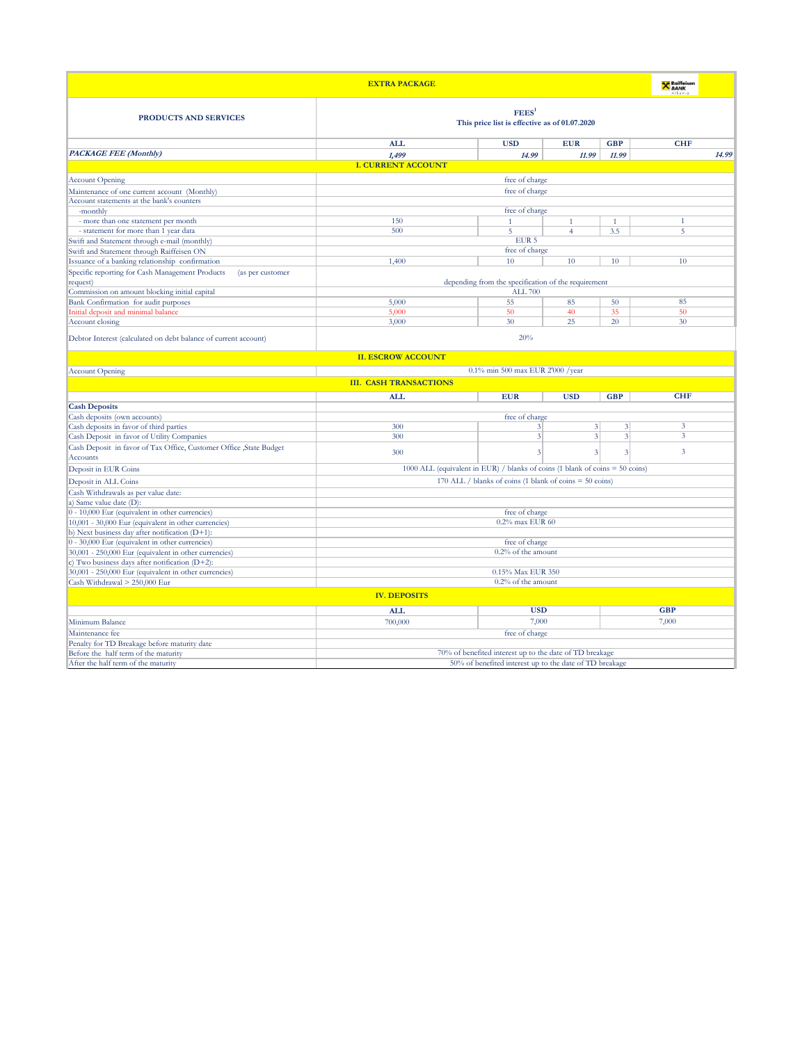| EXTRA PACKAGE | | | | | |
|---|---|---|---|---|---|
| **PRODUCTS AND SERVICES** | **FEES[1]** This price list is effective as of 01.07.2020 | | | | |
| | **ALL** | **USD** | **EUR** | **GBP** | **CHF** |
| ***PACKAGE FEE (Monthly)*** | *1,499* | *14.99* | *11.99* | *11.99* | *14.99* |
| **I. CURRENT ACCOUNT** | | | | | |
| Account Opening | free of charge | | | | |
| Maintenance of one current account (Monthly) | free of charge | | | | |
| Account statements at the bank's counters | | | | | |
| -monthly | free of charge | | | | |
| - more than one statement per month | 150 | 1 | 1 | 1 | 1 |
| - statement for more than 1 year data | 500 | 5 | 4 | 3.5 | 5 |
| Swift and Statement through e-mail (monthly) | EUR 5 | | | | |
| Swift and Statement through Raiffeisen ON | free of charge | | | | |
| Issuance of a banking relationship confirmation | 1,400 | 10 | 10 | 10 | 10 |
| Specific reporting for Cash Management Products (as per customer request) | depending from the specification of the requirement | | | | |
| Commission on amount blocking initial capital | ALL 700 | | | | |
| Bank Confirmation for audit purposes | 5,000 | 55 | 85 | 50 | 85 |
| Initial deposit and minimal balance | 5,000 | 50 | 40 | 35 | 50 |
| Account closing | 3,000 | 30 | 25 | 20 | 30 |
| Debtor Interest (calculated on debt balance of current account) | 20% | | | | |
| **II. ESCROW ACCOUNT** | | | | | |
| Account Opening | 0.1% min 500 max EUR 2'000 /year | | | | |
| **III. CASH TRANSACTIONS** | | | | | |
| | **ALL** | **EUR** | **USD** | **GBP** | **CHF** |
| **Cash Deposits** | | | | | |
| Cash deposits (own accounts) | free of charge | | | | |
| Cash deposits in favor of third parties | 300 | 3 | 3 | 3 | 3 |
| Cash Deposit in favor of Utility Companies | 300 | 3 | 3 | 3 | 3 |
| Cash Deposit in favor of Tax Office, Customer Office ,State Budget Accounts | 300 | 3 | 3 | 3 | 3 |
| Deposit in EUR Coins | 1000 ALL (equivalent in EUR) / blanks of coins (1 blank of coins = 50 coins) | | | | |
| Deposit in ALL Coins | 170 ALL / blanks of coins (1 blank of coins = 50 coins) | | | | |
| Cash Withdrawals as per value date: | | | | | |
| a) Same value date (D): | | | | | |
| 0 - 10,000 Eur (equivalent in other currencies) | free of charge | | | | |
| 10,001 - 30,000 Eur (equivalent in other currencies) | 0.2% max EUR 60 | | | | |
| b) Next business day after notification (D+1): | | | | | |
| 0 - 30,000 Eur (equivalent in other currencies) | free of charge | | | | |
| 30,001 - 250,000 Eur (equivalent in other currencies) | 0.2% of the amount | | | | |
| c) Two business days after notification (D+2): | | | | | |
| 30,001 - 250,000 Eur (equivalent in other currencies) | 0.15% Max EUR 350 | | | | |
| Cash Withdrawal > 250,000 Eur | 0.2% of the amount | | | | |
| **IV. DEPOSITS** | | | | | |
| | **ALL** | **USD** | | **GBP** | |
| Minimum Balance | 700,000 | 7,000 | | 7,000 | |
| Maintenance fee | free of charge | | | | |
| Penalty for TD Breakage before maturity date | | | | | |
| Before the half term of the maturity | 70% of benefited interest up to the date of TD breakage | | | | |
| After the half term of the maturity | 50% of benefited interest up to the date of TD breakage | | | | |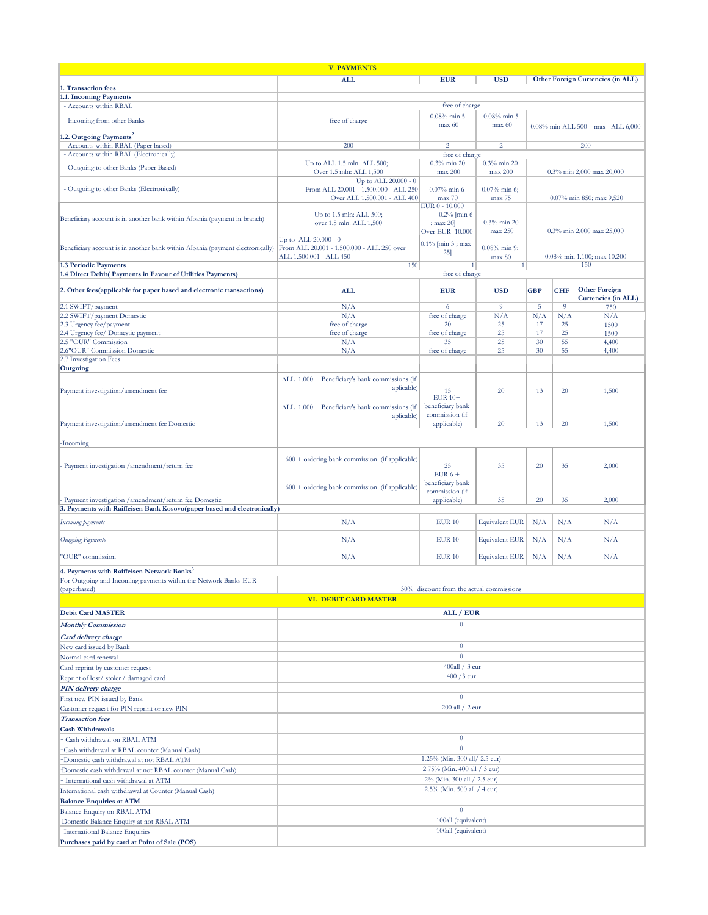## V. PAYMENTS

| | ALL | EUR | USD | Other Foreign Currencies (in ALL) |
|---|---|---|---|---|
| **1. Transaction fees** | | | | |
| **1.1. Incoming Payments** | | | | |
| - Accounts within RBAL | free of charge | | | |
| - Incoming from other Banks | free of charge | 0.08% min 5 max 60 | 0.08% min 5 max 60 | 0.08% min ALL 500 max ALL 6,000 |
| **1.2. Outgoing Payments**[2] | | | | |
| - Accounts within RBAL (Paper based) | 200 | 2 | 2 | 200 |
| - Accounts within RBAL (Electronically) | free of charge | | | |
| - Outgoing to other Banks (Paper Based) | Up to ALL 1.5 mln: ALL 500; Over 1.5 mln: ALL 1,500 | 0.3% min 20 max 200 | 0.3% min 20 max 200 | 0.3% min 2,000 max 20,000 |
| - Outgoing to other Banks (Electronically) | Up to ALL 20.000 - 0 From ALL 20.001 - 1.500.000 - ALL 250 Over ALL 1.500.001 - ALL 400 | 0.07% min 6 max 70 | 0.07% min 6; max 75 | 0.07% min 850; max 9,520 |
| Beneficiary account is in another bank within Albania (payment in branch) | Up to 1.5 mln: ALL 500; over 1.5 mln: ALL 1,500 | EUR 0 - 10.000 0.2% [min 6 ; max 20] Over EUR 10.000 | 0.3% min 20 max 250 | 0.3% min 2,000 max 25,000 |
| Beneficiary account is in another bank within Albania (payment electronically) | Up to ALL 20.000 - 0 From ALL 20.001 - 1.500.000 - ALL 250 over ALL 1.500.001 - ALL 450 | 0.1% [min 3 ; max 25] | 0.08% min 9; max 80 | 0.08% min 1.100; max 10.200 |
| **1.3 Periodic Payments** | 150 | 1 | 1 | 150 |
| **1.4 Direct Debit( Payments in Favour of Utilities Payments)** | free of charge | | | |

| 2. Other fees(applicable for paper based and electronic transactions) | ALL | EUR | USD | GBP | CHF | Other Foreign Currencies (in ALL) |
|---|---|---|---|---|---|---|
| 2.1 SWIFT/payment | N/A | 6 | 9 | 5 | 9 | 750 |
| 2.2 SWIFT/payment Domestic | N/A | free of charge | N/A | N/A | N/A | N/A |
| 2.3 Urgency fee/payment | free of charge | 20 | 25 | 17 | 25 | 1500 |
| 2.4 Urgency fee/ Domestic payment | free of charge | free of charge | 25 | 17 | 25 | 1500 |
| 2.5 "OUR" Commission | N/A | 35 | 25 | 30 | 55 | 4,400 |
| 2.6"OUR" Commission Domestic | N/A | free of charge | 25 | 30 | 55 | 4,400 |
| 2.7 Investigation Fees | | | | | | |
| **Outgoing** | | | | | | |
| Payment investigation/amendment fee | ALL 1.000 + Beneficiary's bank commissions (if aplicable) | 15 | 20 | 13 | 20 | 1,500 |
| Payment investigation/amendment fee Domestic | ALL 1.000 + Beneficiary's bank commissions (if aplicable) | EUR 10+ beneficiary bank commission (if applicable) | 20 | 13 | 20 | 1,500 |
| -Incoming | | | | | | |
| - Payment investigation /amendment/return fee | 600 + ordering bank commission (if applicable) | 25 | 35 | 20 | 35 | 2,000 |
| - Payment investigation /amendment/return fee Domestic | 600 + ordering bank commission (if applicable) | EUR 6 + beneficiary bank commission (if applicable) | 35 | 20 | 35 | 2,000 |
| **3. Payments with Raiffeisen Bank Kosovo(paper based and electronically)** | | | | | | |
| *Incoming payments* | N/A | EUR 10 | Equivalent EUR | N/A | N/A | N/A |
| *Outgoing Payments* | N/A | EUR 10 | Equivalent EUR | N/A | N/A | N/A |
| "OUR" commission | N/A | EUR 10 | Equivalent EUR | N/A | N/A | N/A |
| **4. Payments with Raiffeisen Network Banks**[3] | | | | | | |
| For Outgoing and Incoming payments within the Network Banks EUR (paperbased) | 30% discount from the actual commissions | | | | | |

## VI. DEBIT CARD MASTER

| Debit Card MASTER | ALL / EUR |
|---|---|
| ***Monthly Commission*** | 0 |
| ***Card delivery charge*** | |
| New card issued by Bank | 0 |
| Normal card renewal | 0 |
| Card reprint by customer request | 400all / 3 eur |
| Reprint of lost/ stolen/ damaged card | 400 /3 eur |
| ***PIN delivery charge*** | |
| First new PIN issued by Bank | 0 |
| Customer request for PIN reprint or new PIN | 200 all / 2 eur |
| ***Transaction fees*** | |
| **Cash Withdrawals** | |
| - Cash withdrawal on RBAL ATM | 0 |
| -Cash withdrawal at RBAL counter (Manual Cash) | 0 |
| -Domestic cash withdrawal at not RBAL ATM | 1.25% (Min. 300 all/ 2.5 eur) |
| -Domestic cash withdrawal at not RBAL counter (Manual Cash) | 2.75% (Min. 400 all / 3 eur) |
| - International cash withdrawal at ATM | 2% (Min. 300 all / 2.5 eur) |
| International cash withdrawal at Counter (Manual Cash) | 2.5% (Min. 500 all / 4 eur) |
| **Balance Enquiries at ATM** | |
| Balance Enquiry on RBAL ATM | 0 |
| Domestic Balance Enquiry at not RBAL ATM | 100all (equivalent) |
| International Balance Enquiries | 100all (equivalent) |
| **Purchases paid by card at Point of Sale (POS)** | |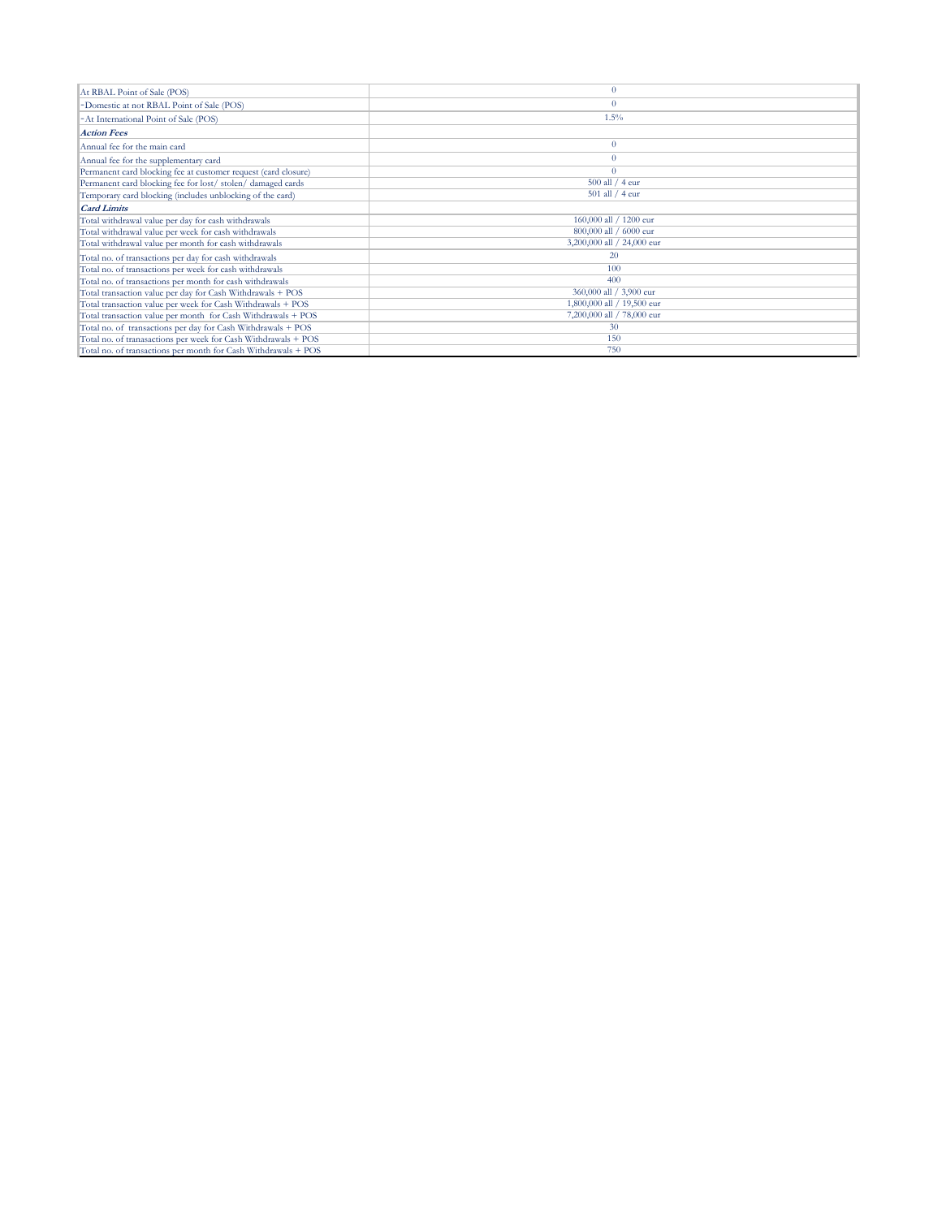| | |
|---|---|
| At RBAL Point of Sale (POS) | 0 |
| -Domestic at not RBAL Point of Sale (POS) | 0 |
| -At International Point of Sale (POS) | 1.5% |
| ***Action Fees*** | |
| Annual fee for the main card | 0 |
| Annual fee for the supplementary card | 0 |
| Permanent card blocking fee at customer request (card closure) | 0 |
| Permanent card blocking fee for lost/ stolen/ damaged cards | 500 all / 4 eur |
| Temporary card blocking (includes unblocking of the card) | 501 all / 4 eur |
| ***Card Limits*** | |
| Total withdrawal value per day for cash withdrawals | 160,000 all / 1200 eur |
| Total withdrawal value per week for cash withdrawals | 800,000 all / 6000 eur |
| Total withdrawal value per month for cash withdrawals | 3,200,000 all / 24,000 eur |
| Total no. of transactions per day for cash withdrawals | 20 |
| Total no. of transactions per week for cash withdrawals | 100 |
| Total no. of transactions per month for cash withdrawals | 400 |
| Total transaction value per day for Cash Withdrawals + POS | 360,000 all / 3,900 eur |
| Total transaction value per week for Cash Withdrawals + POS | 1,800,000 all / 19,500 eur |
| Total transaction value per month for Cash Withdrawals + POS | 7,200,000 all / 78,000 eur |
| Total no. of transactions per day for Cash Withdrawals + POS | 30 |
| Total no. of tranasactions per week for Cash Withdrawals + POS | 150 |
| Total no. of transactions per month for Cash Withdrawals + POS | 750 |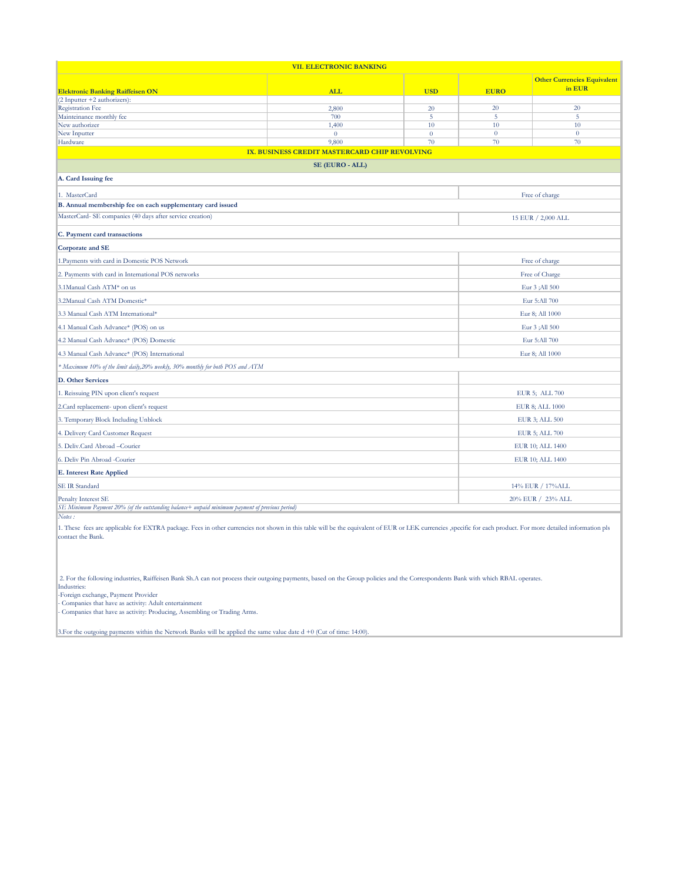## VII. ELECTRONIC BANKING

| Elektronic Banking Raiffeisen ON | ALL | USD | EURO | Other Currencies Equivalent in EUR |
|---|---|---|---|---|
| (2 Inputter +2 authorizers): | | | | |
| Registration Fee | 2,800 | 20 | 20 | 20 |
| Mainteinance monthly fee | 700 | 5 | 5 | 5 |
| New authorizer | 1,400 | 10 | 10 | 10 |
| New Inputter | 0 | 0 | 0 | 0 |
| Hardware | 9,800 | 70 | 70 | 70 |

## IX. BUSINESS CREDIT MASTERCARD CHIP REVOLVING

**SE (EURO - ALL)**

| | |
|---|---|
| **A. Card Issuing fee** | |
| 1. MasterCard | Free of charge |
| **B. Annual membership fee on each supplementary card issued** | |
| MasterCard- SE companies (40 days after service creation) | 15 EUR / 2,000 ALL |
| **C. Payment card transactions** | |
| **Corporate and SE** | |
| 1.Payments with card in Domestic POS Network | Free of charge |
| 2. Payments with card in International POS networks | Free of Charge |
| 3.1Manual Cash ATM* on us | Eur 3 ;All 500 |
| 3.2Manual Cash ATM Domestic* | Eur 5:All 700 |
| 3.3 Manual Cash ATM International* | Eur 8; All 1000 |
| 4.1 Manual Cash Advance* (POS) on us | Eur 3 ;All 500 |
| 4.2 Manual Cash Advance* (POS) Domestic | Eur 5:All 700 |
| 4.3 Manual Cash Advance* (POS) International | Eur 8; All 1000 |
| *\* Maximum 10% of the limit daily,20% weekly, 30% monthly for both POS and ATM* | |
| **D. Other Services** | |
| 1. Reissuing PIN upon client's request | EUR 5; ALL 700 |
| 2.Card replacement- upon client's request | EUR 8; ALL 1000 |
| 3. Temporary Block Including Unblock | EUR 3; ALL 500 |
| 4. Delivery Card Customer Request | EUR 5; ALL 700 |
| 5. Deliv.Card Abroad –Courier | EUR 10; ALL 1400 |
| 6. Deliv Pin Abroad -Courier | EUR 10; ALL 1400 |
| **E. Interest Rate Applied** | |
| SE IR Standard | 14% EUR / 17%ALL |
| Penalty Interest SE | 20% EUR / 23% ALL |
| *SE Minimum Payment 20% (of the outstanding balance+ unpaid minimum payment of previous period)* | |

*Notes :*

1. These fees are applicable for EXTRA package. Fees in other currencies not shown in this table will be the equivalent of EUR or LEK currencies ,specific for each product. For more detailed information pls contact the Bank.

2. For the following industries, Raiffeisen Bank Sh.A can not process their outgoing payments, based on the Group policies and the Correspondents Bank with which RBAL operates.
Industries:
-Foreign exchange, Payment Provider
- Companies that have as activity: Adult entertainment
- Companies that have as activity: Producing, Assembling or Trading Arms.

3.For the outgoing payments within the Network Banks will be applied the same value date d +0 (Cut of time: 14:00).